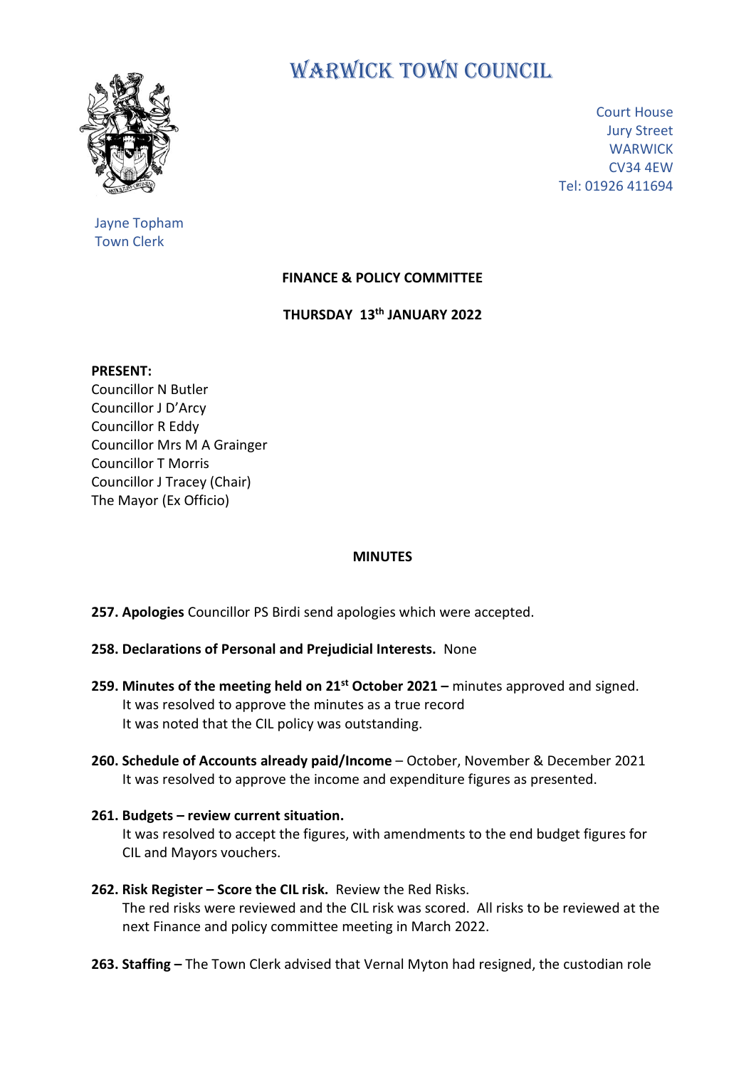# WARWICK TOWN COUNCIL

Court House
Jury Street
WARWICK
CV34 4EW
Tel: 01926 411694

Jayne Topham
Town Clerk

**FINANCE & POLICY COMMITTEE**

**THURSDAY 13th JANUARY 2022**

**PRESENT:**
Councillor N Butler
Councillor J D'Arcy
Councillor R Eddy
Councillor Mrs M A Grainger
Councillor T Morris
Councillor J Tracey (Chair)
The Mayor (Ex Officio)

**MINUTES**

**257. Apologies** Councillor PS Birdi send apologies which were accepted.

**258. Declarations of Personal and Prejudicial Interests.** None

**259. Minutes of the meeting held on 21st October 2021 –** minutes approved and signed.
It was resolved to approve the minutes as a true record
It was noted that the CIL policy was outstanding.

**260. Schedule of Accounts already paid/Income** – October, November & December 2021
It was resolved to approve the income and expenditure figures as presented.

**261. Budgets – review current situation.**
It was resolved to accept the figures, with amendments to the end budget figures for CIL and Mayors vouchers.

**262. Risk Register – Score the CIL risk.** Review the Red Risks.
The red risks were reviewed and the CIL risk was scored. All risks to be reviewed at the next Finance and policy committee meeting in March 2022.

**263. Staffing –** The Town Clerk advised that Vernal Myton had resigned, the custodian role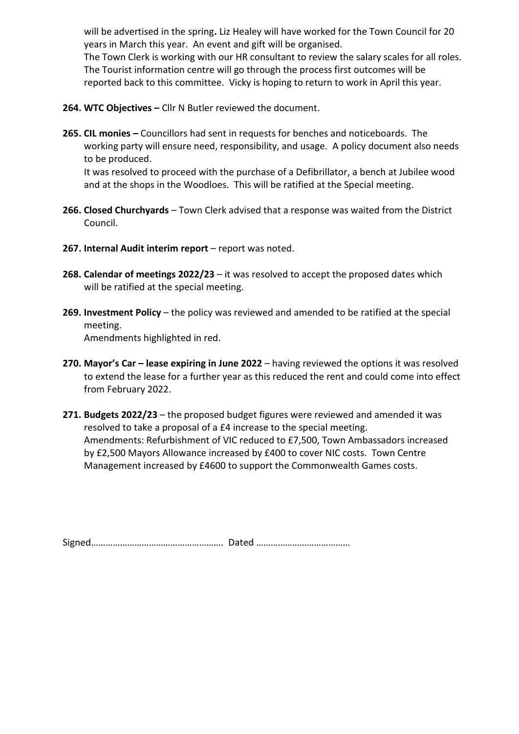will be advertised in the spring**.** Liz Healey will have worked for the Town Council for 20 years in March this year. An event and gift will be organised.
The Town Clerk is working with our HR consultant to review the salary scales for all roles. The Tourist information centre will go through the process first outcomes will be reported back to this committee. Vicky is hoping to return to work in April this year.

**264. WTC Objectives –** Cllr N Butler reviewed the document.

**265. CIL monies –** Councillors had sent in requests for benches and noticeboards. The working party will ensure need, responsibility, and usage. A policy document also needs to be produced.
It was resolved to proceed with the purchase of a Defibrillator, a bench at Jubilee wood and at the shops in the Woodloes. This will be ratified at the Special meeting.

**266. Closed Churchyards** – Town Clerk advised that a response was waited from the District Council.

**267. Internal Audit interim report** – report was noted.

**268. Calendar of meetings 2022/23** – it was resolved to accept the proposed dates which will be ratified at the special meeting.

**269. Investment Policy** – the policy was reviewed and amended to be ratified at the special meeting.
Amendments highlighted in red.

**270. Mayor's Car – lease expiring in June 2022** – having reviewed the options it was resolved to extend the lease for a further year as this reduced the rent and could come into effect from February 2022.

**271. Budgets 2022/23** – the proposed budget figures were reviewed and amended it was resolved to take a proposal of a £4 increase to the special meeting.
Amendments: Refurbishment of VIC reduced to £7,500, Town Ambassadors increased by £2,500 Mayors Allowance increased by £400 to cover NIC costs. Town Centre Management increased by £4600 to support the Commonwealth Games costs.

Signed………………………………………………. Dated ……………………………….